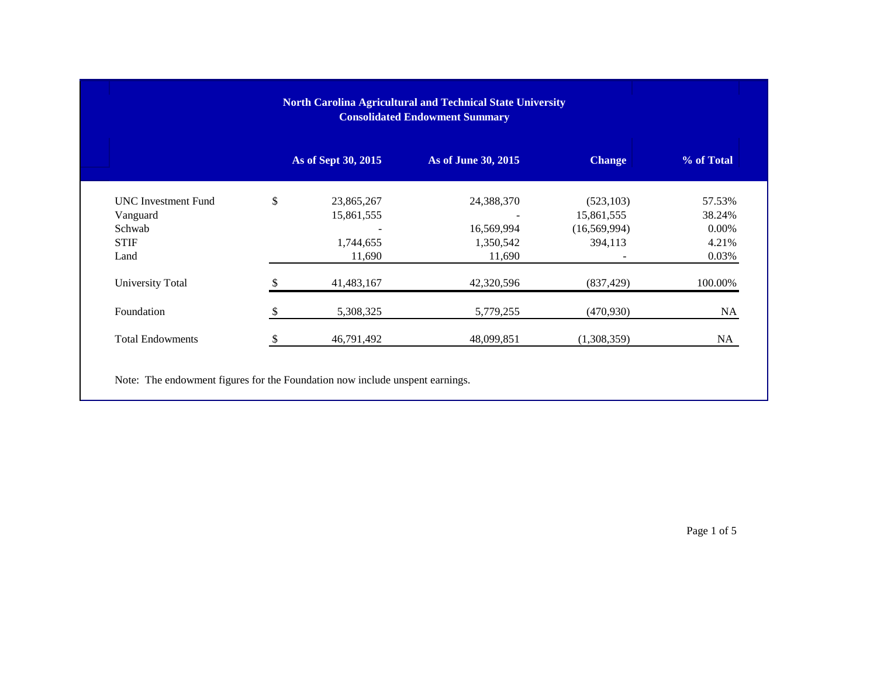**North Carolina Agricultural and Technical State University**
**Consolidated Endowment Summary**

| | | As of Sept 30, 2015 | As of June 30, 2015 | Change | % of Total |
|---|---|---|---|---|---|
| UNC Investment Fund | $ | 23,865,267 | 24,388,370 | (523,103) | 57.53% |
| Vanguard | | 15,861,555 | - | 15,861,555 | 38.24% |
| Schwab | | - | 16,569,994 | (16,569,994) | 0.00% |
| STIF | | 1,744,655 | 1,350,542 | 394,113 | 4.21% |
| Land | | 11,690 | 11,690 | - | 0.03% |
| University Total | $ | 41,483,167 | 42,320,596 | (837,429) | 100.00% |
| Foundation | $ | 5,308,325 | 5,779,255 | (470,930) | NA |
| Total Endowments | $ | 46,791,492 | 48,099,851 | (1,308,359) | NA |

Note: The endowment figures for the Foundation now include unspent earnings.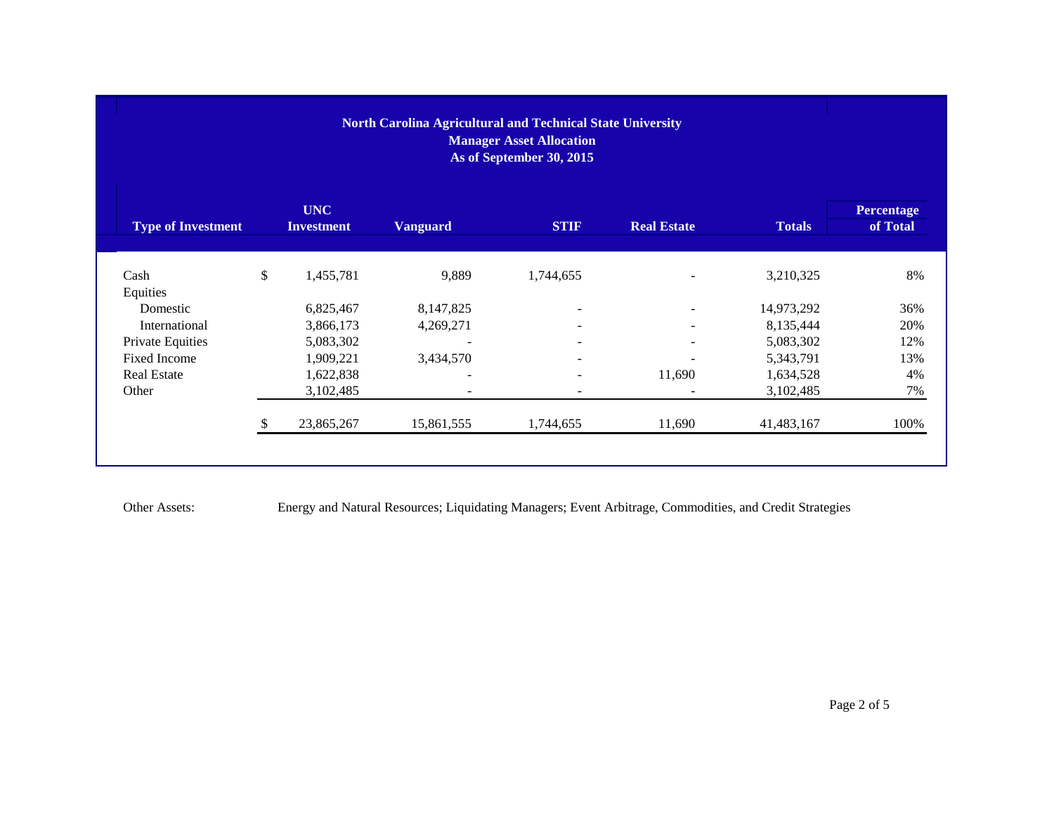**North Carolina Agricultural and Technical State University**
**Manager Asset Allocation**
**As of September 30, 2015**

| Type of Investment | UNC Investment | Vanguard | STIF | Real Estate | Totals | Percentage of Total |
|---|---|---|---|---|---|---|
| Cash | $ 1,455,781 | 9,889 | 1,744,655 | - | 3,210,325 | 8% |
| Equities | | | | | | |
| Domestic | 6,825,467 | 8,147,825 | - | - | 14,973,292 | 36% |
| International | 3,866,173 | 4,269,271 | - | - | 8,135,444 | 20% |
| Private Equities | 5,083,302 | - | - | - | 5,083,302 | 12% |
| Fixed Income | 1,909,221 | 3,434,570 | - | - | 5,343,791 | 13% |
| Real Estate | 1,622,838 | - | - | 11,690 | 1,634,528 | 4% |
| Other | 3,102,485 | - | - | - | 3,102,485 | 7% |
| | $ 23,865,267 | 15,861,555 | 1,744,655 | 11,690 | 41,483,167 | 100% |

Other Assets: Energy and Natural Resources; Liquidating Managers; Event Arbitrage, Commodities, and Credit Strategies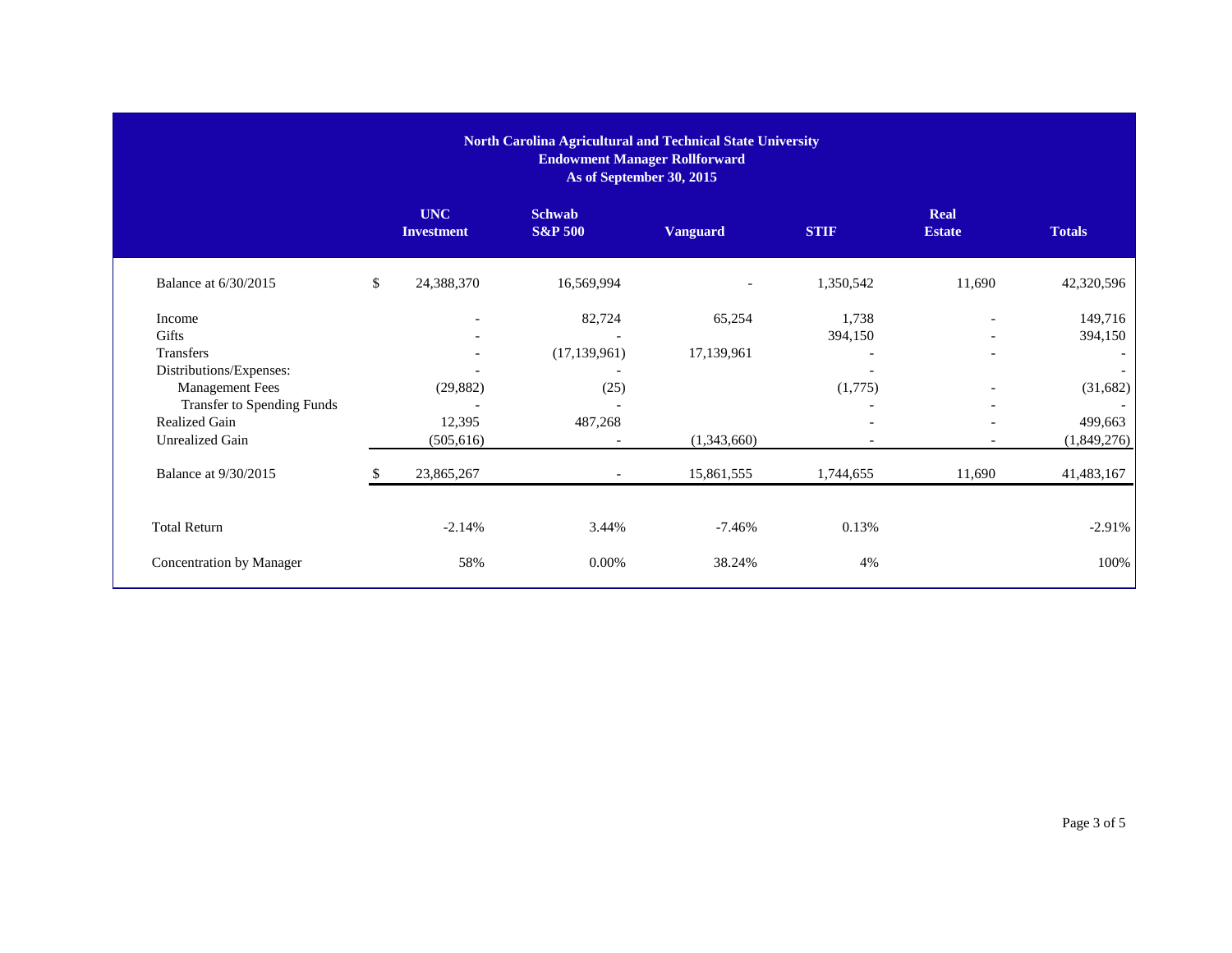**North Carolina Agricultural and Technical State University**
**Endowment Manager Rollforward**
**As of September 30, 2015**

| | UNC Investment | Schwab S&P 500 | Vanguard | STIF | Real Estate | Totals |
|---|---|---|---|---|---|---|
| Balance at 6/30/2015 | $ 24,388,370 | 16,569,994 | - | 1,350,542 | 11,690 | 42,320,596 |
| Income | - | 82,724 | 65,254 | 1,738 | - | 149,716 |
| Gifts | - | - | | 394,150 | - | 394,150 |
| Transfers | - | (17,139,961) | 17,139,961 | - | - | - |
| Distributions/Expenses: | - | - | | - | | - |
| Management Fees | (29,882) | (25) | | (1,775) | - | (31,682) |
| Transfer to Spending Funds | - | - | | - | - | - |
| Realized Gain | 12,395 | 487,268 | | - | - | 499,663 |
| Unrealized Gain | (505,616) | - | (1,343,660) | - | - | (1,849,276) |
| Balance at 9/30/2015 | $ 23,865,267 | - | 15,861,555 | 1,744,655 | 11,690 | 41,483,167 |
| Total Return | -2.14% | 3.44% | -7.46% | 0.13% | | -2.91% |
| Concentration by Manager | 58% | 0.00% | 38.24% | 4% | | 100% |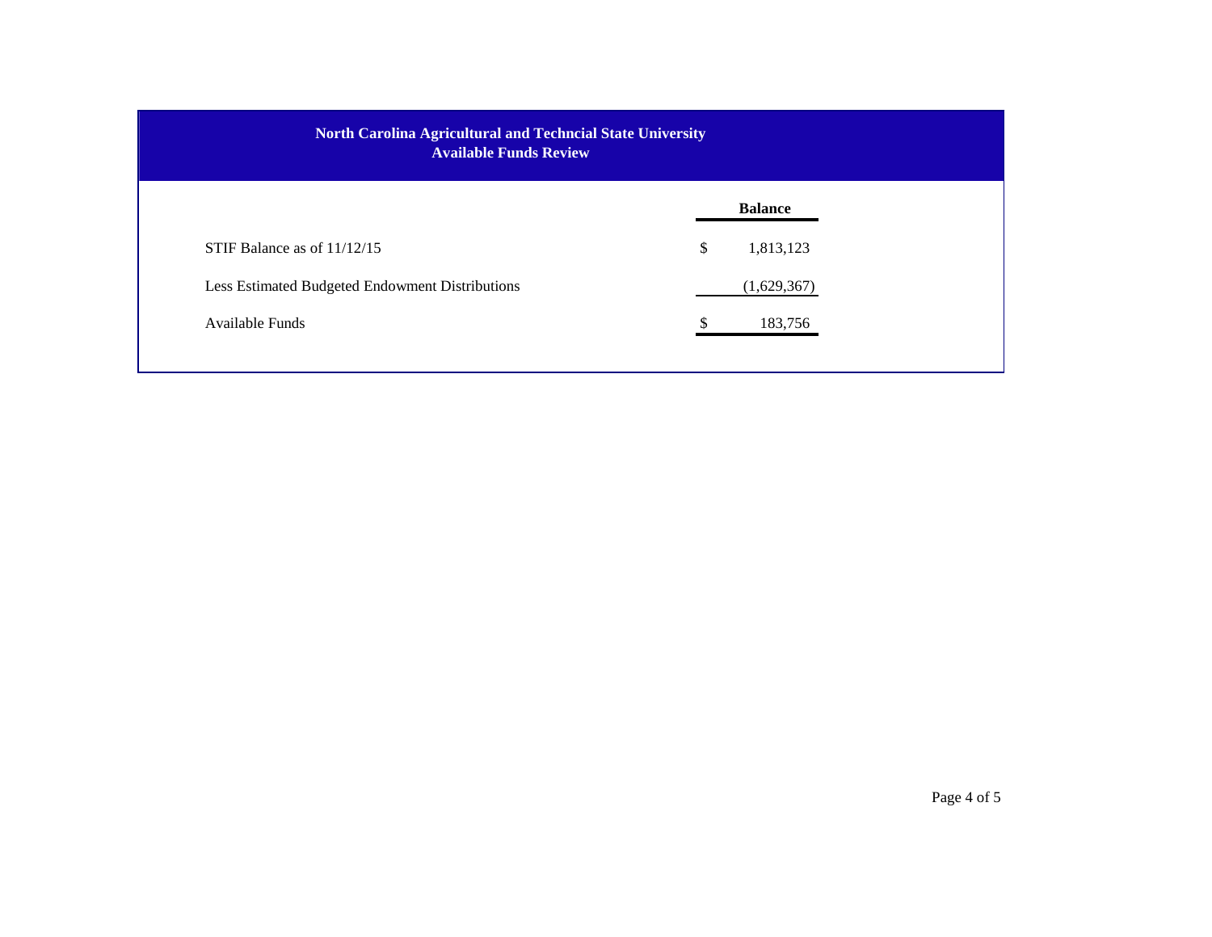## North Carolina Agricultural and Techncial State University
## Available Funds Review

| | Balance |
|---|---|
| STIF Balance as of 11/12/15 | $ 1,813,123 |
| Less Estimated Budgeted Endowment Distributions | (1,629,367) |
| Available Funds | $ 183,756 |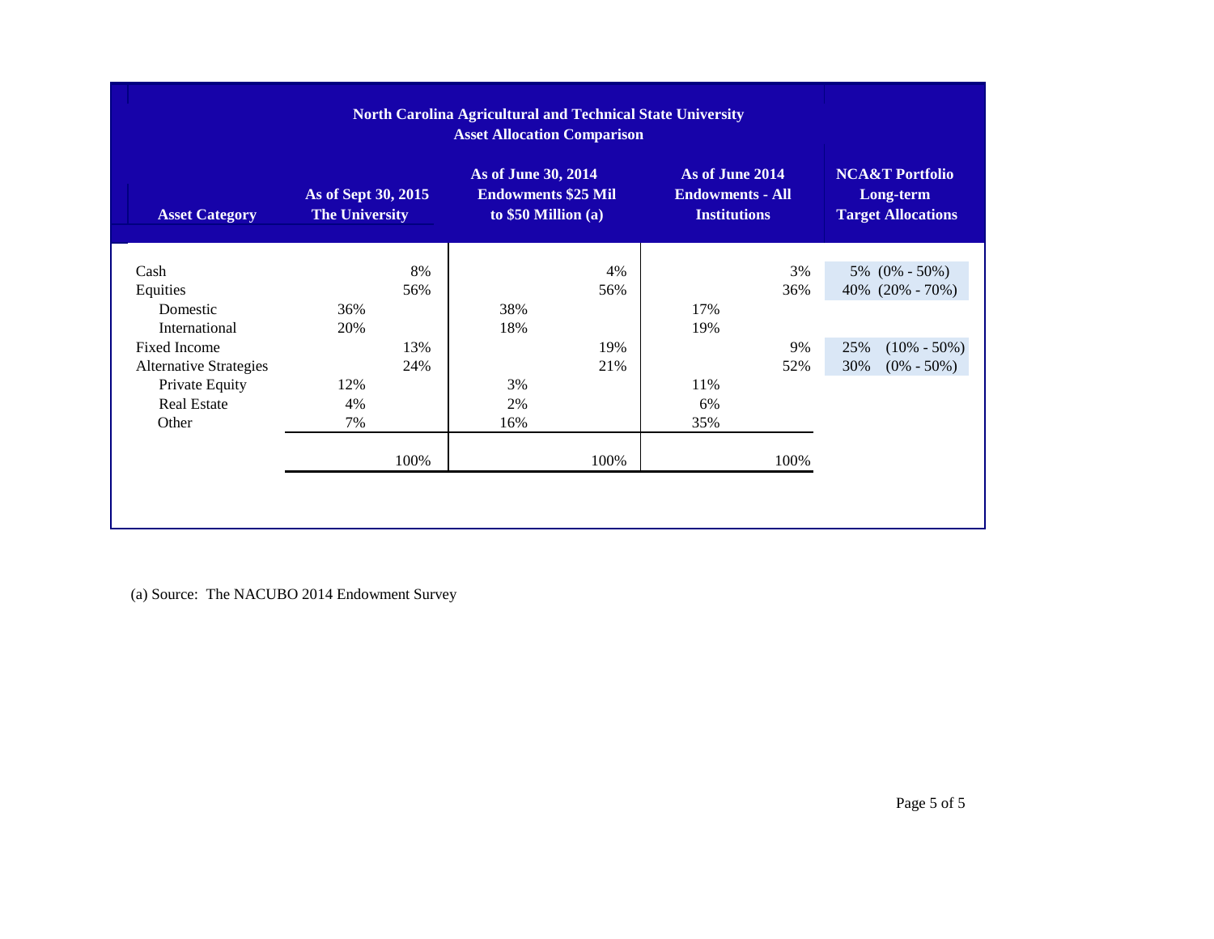**North Carolina Agricultural and Technical State University**
**Asset Allocation Comparison**

| Asset Category | As of Sept 30, 2015 The University | | As of June 30, 2014 Endowments $25 Mil to $50 Million (a) | | As of June 2014 Endowments - All Institutions | | NCA&T Portfolio Long-term Target Allocations |
|---|---|---|---|---|---|---|---|
| Cash | | 8% | | 4% | | 3% | 5% (0% - 50%) |
| Equities | | 56% | | 56% | | 36% | 40% (20% - 70%) |
| Domestic | 36% | | 38% | | 17% | | |
| International | 20% | | 18% | | 19% | | |
| Fixed Income | | 13% | | 19% | | 9% | 25% (10% - 50%) |
| Alternative Strategies | | 24% | | 21% | | 52% | 30% (0% - 50%) |
| Private Equity | 12% | | 3% | | 11% | | |
| Real Estate | 4% | | 2% | | 6% | | |
| Other | 7% | | 16% | | 35% | | |
| | | 100% | | 100% | | 100% | |

(a) Source: The NACUBO 2014 Endowment Survey